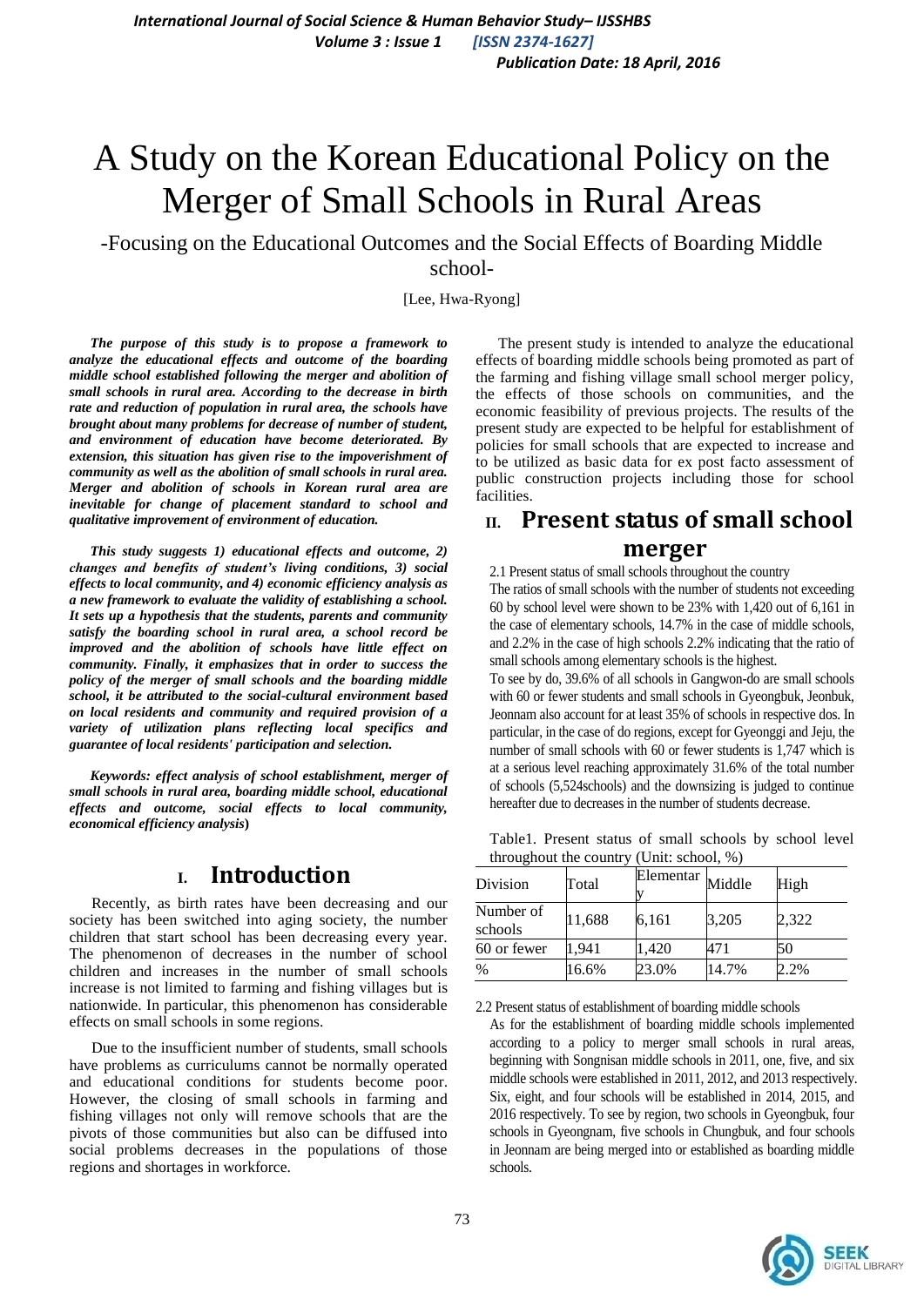# A Study on the Korean Educational Policy on the Merger of Small Schools in Rural Areas

-Focusing on the Educational Outcomes and the Social Effects of Boarding Middle school-

[Lee, Hwa-Ryong]

***The purpose of this study is to propose a framework to analyze the educational effects and outcome of the boarding middle school established following the merger and abolition of small schools in rural area. According to the decrease in birth rate and reduction of population in rural area, the schools have brought about many problems for decrease of number of student, and environment of education have become deteriorated. By extension, this situation has given rise to the impoverishment of community as well as the abolition of small schools in rural area. Merger and abolition of schools in Korean rural area are inevitable for change of placement standard to school and qualitative improvement of environment of education.***

***This study suggests 1) educational effects and outcome, 2) changes and benefits of student's living conditions, 3) social effects to local community, and 4) economic efficiency analysis as a new framework to evaluate the validity of establishing a school. It sets up a hypothesis that the students, parents and community satisfy the boarding school in rural area, a school record be improved and the abolition of schools have little effect on community. Finally, it emphasizes that in order to success the policy of the merger of small schools and the boarding middle school, it be attributed to the social-cultural environment based on local residents and community and required provision of a variety of utilization plans reflecting local specifics and guarantee of local residents' participation and selection.***

***Keywords: effect analysis of school establishment, merger of small schools in rural area, boarding middle school, educational effects and outcome, social effects to local community, economical efficiency analysis*)**

## I. Introduction

Recently, as birth rates have been decreasing and our society has been switched into aging society, the number children that start school has been decreasing every year. The phenomenon of decreases in the number of school children and increases in the number of small schools increase is not limited to farming and fishing villages but is nationwide. In particular, this phenomenon has considerable effects on small schools in some regions.

Due to the insufficient number of students, small schools have problems as curriculums cannot be normally operated and educational conditions for students become poor. However, the closing of small schools in farming and fishing villages not only will remove schools that are the pivots of those communities but also can be diffused into social problems decreases in the populations of those regions and shortages in workforce.

The present study is intended to analyze the educational effects of boarding middle schools being promoted as part of the farming and fishing village small school merger policy, the effects of those schools on communities, and the economic feasibility of previous projects. The results of the present study are expected to be helpful for establishment of policies for small schools that are expected to increase and to be utilized as basic data for ex post facto assessment of public construction projects including those for school facilities.

## II. Present status of small school merger

2.1 Present status of small schools throughout the country

The ratios of small schools with the number of students not exceeding 60 by school level were shown to be 23% with 1,420 out of 6,161 in the case of elementary schools, 14.7% in the case of middle schools, and 2.2% in the case of high schools 2.2% indicating that the ratio of small schools among elementary schools is the highest.

To see by do, 39.6% of all schools in Gangwon-do are small schools with 60 or fewer students and small schools in Gyeongbuk, Jeonbuk, Jeonnam also account for at least 35% of schools in respective dos. In particular, in the case of do regions, except for Gyeonggi and Jeju, the number of small schools with 60 or fewer students is 1,747 which is at a serious level reaching approximately 31.6% of the total number of schools (5,524schools) and the downsizing is judged to continue hereafter due to decreases in the number of students decrease.

Table1. Present status of small schools by school level throughout the country (Unit: school, %)

| Division | Total | Elementary | Middle | High |
|---|---|---|---|---|
| Number of schools | 11,688 | 6,161 | 3,205 | 2,322 |
| 60 or fewer | 1,941 | 1,420 | 471 | 50 |
| % | 16.6% | 23.0% | 14.7% | 2.2% |

2.2 Present status of establishment of boarding middle schools

As for the establishment of boarding middle schools implemented according to a policy to merger small schools in rural areas, beginning with Songnisan middle schools in 2011, one, five, and six middle schools were established in 2011, 2012, and 2013 respectively. Six, eight, and four schools will be established in 2014, 2015, and 2016 respectively. To see by region, two schools in Gyeongbuk, four schools in Gyeongnam, five schools in Chungbuk, and four schools in Jeonnam are being merged into or established as boarding middle schools.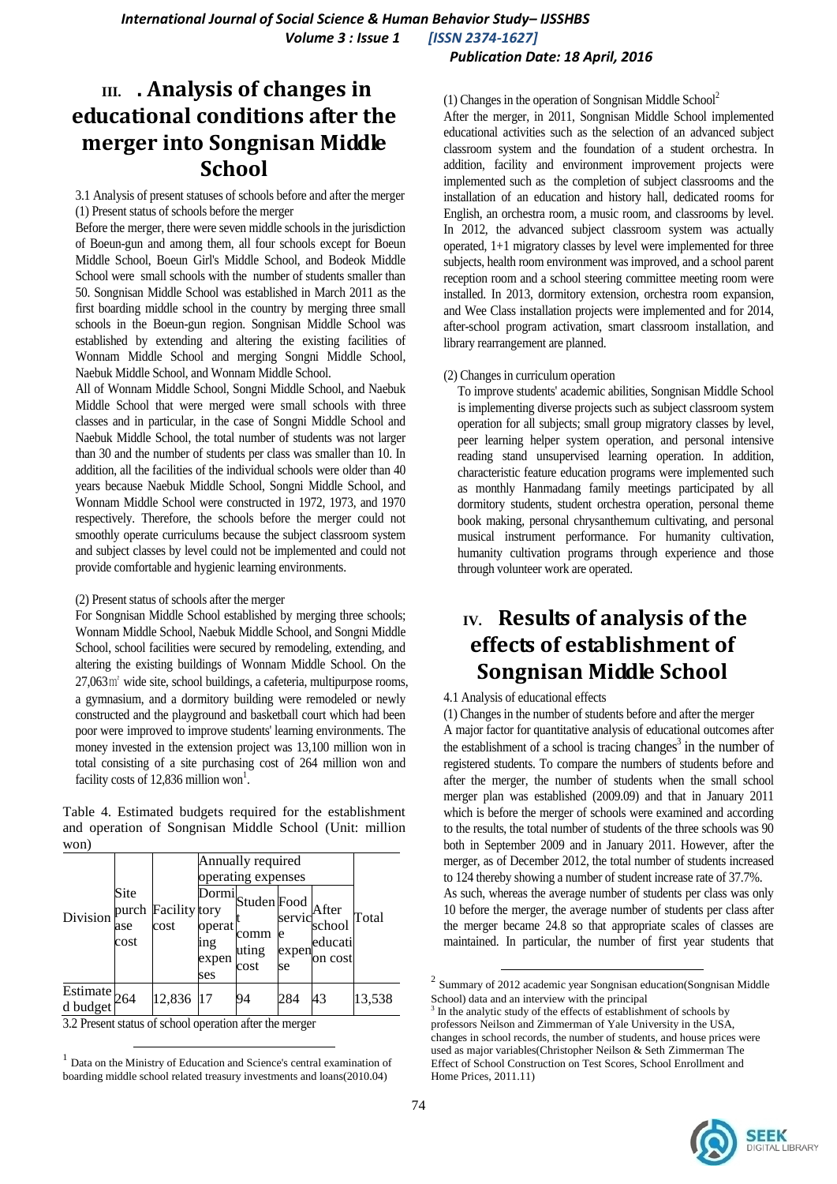# III. . Analysis of changes in educational conditions after the merger into Songnisan Middle School

3.1 Analysis of present statuses of schools before and after the merger

(1) Present status of schools before the merger

Before the merger, there were seven middle schools in the jurisdiction of Boeun-gun and among them, all four schools except for Boeun Middle School, Boeun Girl's Middle School, and Bodeok Middle School were small schools with the number of students smaller than 50. Songnisan Middle School was established in March 2011 as the first boarding middle school in the country by merging three small schools in the Boeun-gun region. Songnisan Middle School was established by extending and altering the existing facilities of Wonnam Middle School and merging Songni Middle School, Naebuk Middle School, and Wonnam Middle School.

All of Wonnam Middle School, Songni Middle School, and Naebuk Middle School that were merged were small schools with three classes and in particular, in the case of Songni Middle School and Naebuk Middle School, the total number of students was not larger than 30 and the number of students per class was smaller than 10. In addition, all the facilities of the individual schools were older than 40 years because Naebuk Middle School, Songni Middle School, and Wonnam Middle School were constructed in 1972, 1973, and 1970 respectively. Therefore, the schools before the merger could not smoothly operate curriculums because the subject classroom system and subject classes by level could not be implemented and could not provide comfortable and hygienic learning environments.

(2) Present status of schools after the merger

For Songnisan Middle School established by merging three schools; Wonnam Middle School, Naebuk Middle School, and Songni Middle School, school facilities were secured by remodeling, extending, and altering the existing buildings of Wonnam Middle School. On the 27,063㎡ wide site, school buildings, a cafeteria, multipurpose rooms, a gymnasium, and a dormitory building were remodeled or newly constructed and the playground and basketball court which had been poor were improved to improve students' learning environments. The money invested in the extension project was 13,100 million won in total consisting of a site purchasing cost of 264 million won and facility costs of 12,836 million won[1].

Table 4. Estimated budgets required for the establishment and operation of Songnisan Middle School (Unit: million won)

| Division | Site purchase cost | Facility cost | Annually required operating expenses | | | | Total |
|---|---|---|---|---|---|---|---|
| | | | Dormitory operating expenses | Student commuting cost | Food service expense | After school education cost | |
| Estimated budget | 264 | 12,836 | 17 | 94 | 284 | 43 | 13,538 |

3.2 Present status of school operation after the merger

(1) Changes in the operation of Songnisan Middle School[2]

After the merger, in 2011, Songnisan Middle School implemented educational activities such as the selection of an advanced subject classroom system and the foundation of a student orchestra. In addition, facility and environment improvement projects were implemented such as the completion of subject classrooms and the installation of an education and history hall, dedicated rooms for English, an orchestra room, a music room, and classrooms by level. In 2012, the advanced subject classroom system was actually operated, 1+1 migratory classes by level were implemented for three subjects, health room environment was improved, and a school parent reception room and a school steering committee meeting room were installed. In 2013, dormitory extension, orchestra room expansion, and Wee Class installation projects were implemented and for 2014, after-school program activation, smart classroom installation, and library rearrangement are planned.

(2) Changes in curriculum operation

To improve students' academic abilities, Songnisan Middle School is implementing diverse projects such as subject classroom system operation for all subjects; small group migratory classes by level, peer learning helper system operation, and personal intensive reading stand unsupervised learning operation. In addition, characteristic feature education programs were implemented such as monthly Hanmadang family meetings participated by all dormitory students, student orchestra operation, personal theme book making, personal chrysanthemum cultivating, and personal musical instrument performance. For humanity cultivation, humanity cultivation programs through experience and those through volunteer work are operated.

# IV. Results of analysis of the effects of establishment of Songnisan Middle School

4.1 Analysis of educational effects

(1) Changes in the number of students before and after the merger

A major factor for quantitative analysis of educational outcomes after the establishment of a school is tracing changes[3] in the number of registered students. To compare the numbers of students before and after the merger, the number of students when the small school merger plan was established (2009.09) and that in January 2011 which is before the merger of schools were examined and according to the results, the total number of students of the three schools was 90 both in September 2009 and in January 2011. However, after the merger, as of December 2012, the total number of students increased to 124 thereby showing a number of student increase rate of 37.7%.

As such, whereas the average number of students per class was only 10 before the merger, the average number of students per class after the merger became 24.8 so that appropriate scales of classes are maintained. In particular, the number of first year students that

---

[1] Data on the Ministry of Education and Science's central examination of boarding middle school related treasury investments and loans(2010.04)

[2] Summary of 2012 academic year Songnisan education(Songnisan Middle School) data and an interview with the principal

[3] In the analytic study of the effects of establishment of schools by professors Neilson and Zimmerman of Yale University in the USA, changes in school records, the number of students, and house prices were used as major variables(Christopher Neilson & Seth Zimmerman The Effect of School Construction on Test Scores, School Enrollment and Home Prices, 2011.11)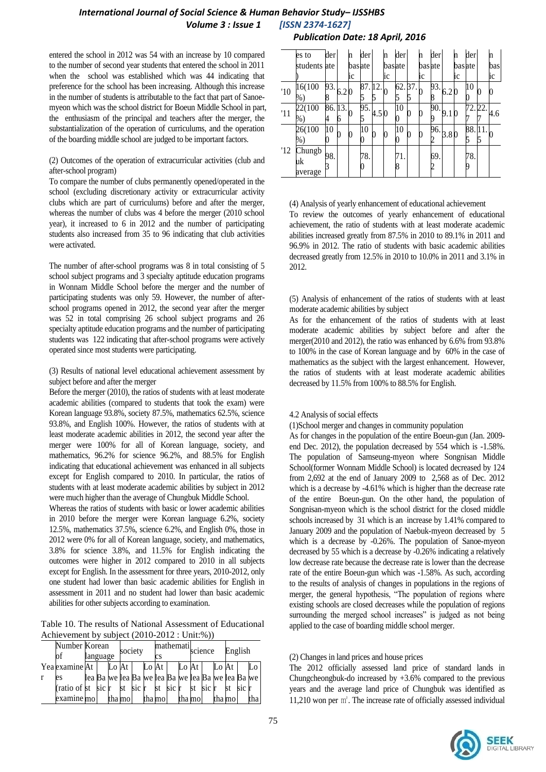entered the school in 2012 was 54 with an increase by 10 compared to the number of second year students that entered the school in 2011 when the school was established which was 44 indicating that preference for the school has been increasing. Although this increase in the number of students is attributable to the fact that part of Sanoe-myeon which was the school district for Boeun Middle School in part, the enthusiasm of the principal and teachers after the merger, the substantialization of the operation of curriculums, and the operation of the boarding middle school are judged to be important factors.

(2) Outcomes of the operation of extracurricular activities (club and after-school program)

To compare the number of clubs permanently opened/operated in the school (excluding discretionary activity or extracurricular activity clubs which are part of curriculums) before and after the merger, whereas the number of clubs was 4 before the merger (2010 school year), it increased to 6 in 2012 and the number of participating students also increased from 35 to 96 indicating that club activities were activated.

The number of after-school programs was 8 in total consisting of 5 school subject programs and 3 specialty aptitude education programs in Wonnam Middle School before the merger and the number of participating students was only 59. However, the number of after-school programs opened in 2012, the second year after the merger was 52 in total comprising 26 school subject programs and 26 specialty aptitude education programs and the number of participating students was 122 indicating that after-school programs were actively operated since most students were participating.

(3) Results of national level educational achievement assessment by subject before and after the merger

Before the merger (2010), the ratios of students with at least moderate academic abilities (compared to students that took the exam) were Korean language 93.8%, society 87.5%, mathematics 62.5%, science 93.8%, and English 100%. However, the ratios of students with at least moderate academic abilities in 2012, the second year after the merger were 100% for all of Korean language, society, and mathematics, 96.2% for science 96.2%, and 88.5% for English indicating that educational achievement was enhanced in all subjects except for English compared to 2010. In particular, the ratios of students with at least moderate academic abilities by subject in 2012 were much higher than the average of Chungbuk Middle School.

Whereas the ratios of students with basic or lower academic abilities in 2010 before the merger were Korean language 6.2%, society 12.5%, mathematics 37.5%, science 6.2%, and English 0%, those in 2012 were 0% for all of Korean language, society, and mathematics, 3.8% for science 3.8%, and 11.5% for English indicating that the outcomes were higher in 2012 compared to 2010 in all subjects except for English. In the assessment for three years, 2010-2012, only one student had lower than basic academic abilities for English in assessment in 2011 and no student had lower than basic academic abilities for other subjects according to examination.

Table 10. The results of National Assessment of Educational Achievement by subject (2010-2012 : Unit:%))

| Year | Number of examinees (ratio of examinees) | Korean language | | | society | | | mathematics | | | science | | | English | | |
|---|---|---|---|---|---|---|---|---|---|---|---|---|---|---|---|---|
| | | At least moderate | Basic | Lower than basic | At least moderate | Basic | Lower than basic | At least moderate | Basic | Lower than basic | At least moderate | Basic | Lower than basic | At least moderate | Basic | Lower than basic |
| '10 | 16(100%) | 93.8 | 6.2 | 0 | 87.5 | 12.5 | 0 | 62.5 | 37.5 | 0 | 93.8 | 6.2 | 0 | 100 | 0 | 0 |
| '11 | 22(100%) | 86.4 | 13.6 | 0 | 95.5 | 4.5 | 0 | 100 | 0 | 0 | 90.9 | 9.1 | 0 | 72.7 | 22.7 | 4.6 |
| '12 | 26(100%) | 100 | 0 | 0 | 100 | 0 | 0 | 100 | 0 | 0 | 96.2 | 3.8 | 0 | 88.5 | 11.5 | 0 |
| | Chungbuk average | 98.3 | | | 78.0 | | | 71.8 | | | 69.2 | | | 78.9 | | |

(4) Analysis of yearly enhancement of educational achievement

To review the outcomes of yearly enhancement of educational achievement, the ratio of students with at least moderate academic abilities increased greatly from 87.5% in 2010 to 89.1% in 2011 and 96.9% in 2012. The ratio of students with basic academic abilities decreased greatly from 12.5% in 2010 to 10.0% in 2011 and 3.1% in 2012.

(5) Analysis of enhancement of the ratios of students with at least moderate academic abilities by subject

As for the enhancement of the ratios of students with at least moderate academic abilities by subject before and after the merger(2010 and 2012), the ratio was enhanced by 6.6% from 93.8% to 100% in the case of Korean language and by 60% in the case of mathematics as the subject with the largest enhancement. However, the ratios of students with at least moderate academic abilities decreased by 11.5% from 100% to 88.5% for English.

4.2 Analysis of social effects

(1)School merger and changes in community population

As for changes in the population of the entire Boeun-gun (Jan. 2009-end Dec. 2012), the population decreased by 554 which is -1.58%. The population of Samseung-myeon where Songnisan Middle School(former Wonnam Middle School) is located decreased by 124 from 2,692 at the end of January 2009 to 2,568 as of Dec. 2012 which is a decrease by -4.61% which is higher than the decrease rate of the entire Boeun-gun. On the other hand, the population of Songnisan-myeon which is the school district for the closed middle schools increased by 31 which is an increase by 1.41% compared to January 2009 and the population of Naebuk-myeon decreased by 5 which is a decrease by -0.26%. The population of Sanoe-myeon decreased by 55 which is a decrease by -0.26% indicating a relatively low decrease rate because the decrease rate is lower than the decrease rate of the entire Boeun-gun which was -1.58%. As such, according to the results of analysis of changes in populations in the regions of merger, the general hypothesis, "The population of regions where existing schools are closed decreases while the population of regions surrounding the merged school increases" is judged as not being applied to the case of boarding middle school merger.

(2) Changes in land prices and house prices

The 2012 officially assessed land price of standard lands in Chungcheongbuk-do increased by +3.6% compared to the previous years and the average land price of Chungbuk was identified as 11,210 won per ㎡. The increase rate of officially assessed individual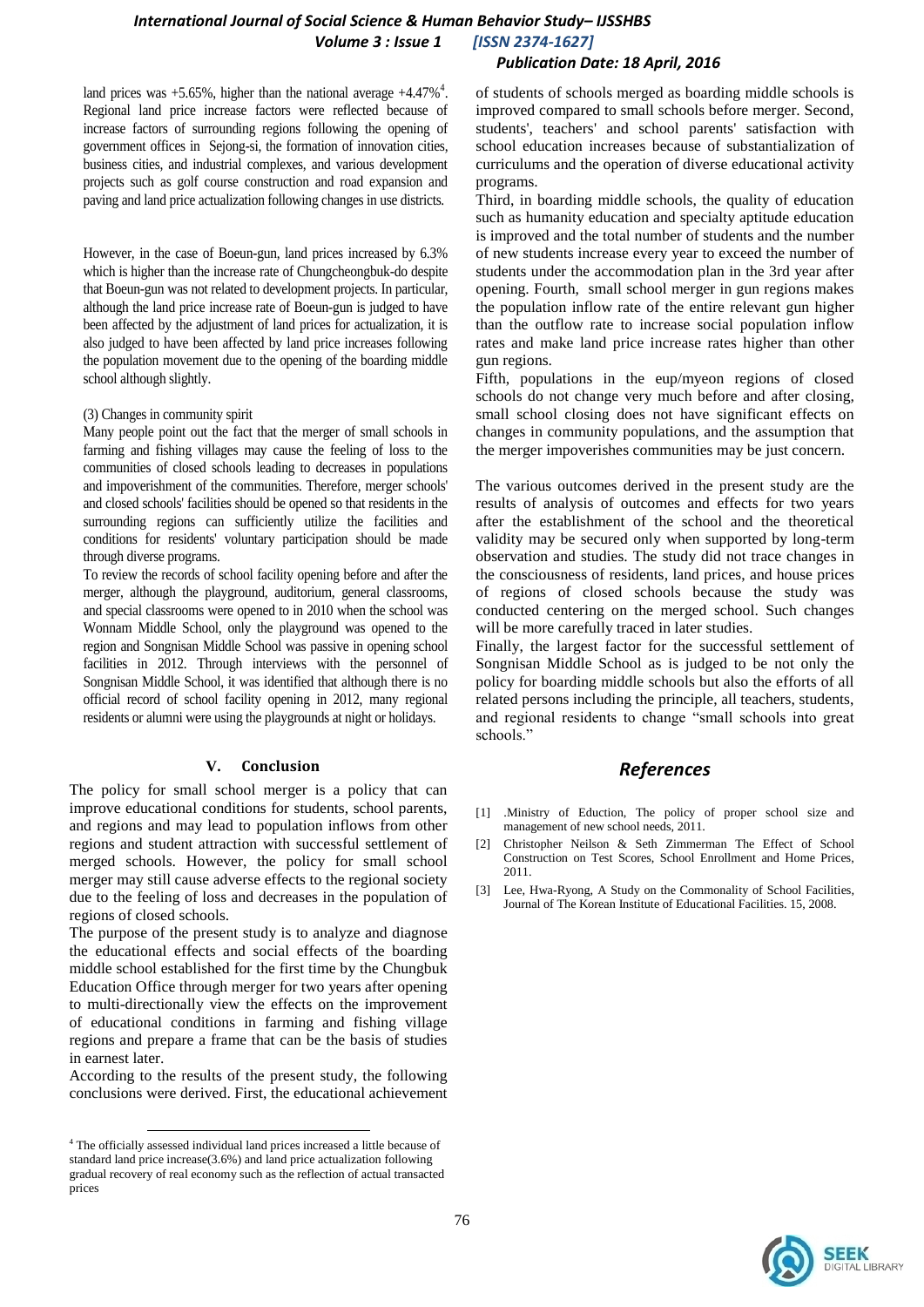land prices was +5.65%, higher than the national average +4.47%[4]. Regional land price increase factors were reflected because of increase factors of surrounding regions following the opening of government offices in Sejong-si, the formation of innovation cities, business cities, and industrial complexes, and various development projects such as golf course construction and road expansion and paving and land price actualization following changes in use districts.

However, in the case of Boeun-gun, land prices increased by 6.3% which is higher than the increase rate of Chungcheongbuk-do despite that Boeun-gun was not related to development projects. In particular, although the land price increase rate of Boeun-gun is judged to have been affected by the adjustment of land prices for actualization, it is also judged to have been affected by land price increases following the population movement due to the opening of the boarding middle school although slightly.

(3) Changes in community spirit

Many people point out the fact that the merger of small schools in farming and fishing villages may cause the feeling of loss to the communities of closed schools leading to decreases in populations and impoverishment of the communities. Therefore, merger schools' and closed schools' facilities should be opened so that residents in the surrounding regions can sufficiently utilize the facilities and conditions for residents' voluntary participation should be made through diverse programs.

To review the records of school facility opening before and after the merger, although the playground, auditorium, general classrooms, and special classrooms were opened to in 2010 when the school was Wonnam Middle School, only the playground was opened to the region and Songnisan Middle School was passive in opening school facilities in 2012. Through interviews with the personnel of Songnisan Middle School, it was identified that although there is no official record of school facility opening in 2012, many regional residents or alumni were using the playgrounds at night or holidays.

## V. Conclusion

The policy for small school merger is a policy that can improve educational conditions for students, school parents, and regions and may lead to population inflows from other regions and student attraction with successful settlement of merged schools. However, the policy for small school merger may still cause adverse effects to the regional society due to the feeling of loss and decreases in the population of regions of closed schools.

The purpose of the present study is to analyze and diagnose the educational effects and social effects of the boarding middle school established for the first time by the Chungbuk Education Office through merger for two years after opening to multi-directionally view the effects on the improvement of educational conditions in farming and fishing village regions and prepare a frame that can be the basis of studies in earnest later.

According to the results of the present study, the following conclusions were derived. First, the educational achievement of students of schools merged as boarding middle schools is improved compared to small schools before merger. Second, students', teachers' and school parents' satisfaction with school education increases because of substantialization of curriculums and the operation of diverse educational activity programs.

Third, in boarding middle schools, the quality of education such as humanity education and specialty aptitude education is improved and the total number of students and the number of new students increase every year to exceed the number of students under the accommodation plan in the 3rd year after opening. Fourth, small school merger in gun regions makes the population inflow rate of the entire relevant gun higher than the outflow rate to increase social population inflow rates and make land price increase rates higher than other gun regions.

Fifth, populations in the eup/myeon regions of closed schools do not change very much before and after closing, small school closing does not have significant effects on changes in community populations, and the assumption that the merger impoverishes communities may be just concern.

The various outcomes derived in the present study are the results of analysis of outcomes and effects for two years after the establishment of the school and the theoretical validity may be secured only when supported by long-term observation and studies. The study did not trace changes in the consciousness of residents, land prices, and house prices of regions of closed schools because the study was conducted centering on the merged school. Such changes will be more carefully traced in later studies.

Finally, the largest factor for the successful settlement of Songnisan Middle School as is judged to be not only the policy for boarding middle schools but also the efforts of all related persons including the principle, all teachers, students, and regional residents to change "small schools into great schools."

## References

[1] .Ministry of Eduction, The policy of proper school size and management of new school needs, 2011.

[2] Christopher Neilson & Seth Zimmerman The Effect of School Construction on Test Scores, School Enrollment and Home Prices, 2011.

[3] Lee, Hwa-Ryong, A Study on the Commonality of School Facilities, Journal of The Korean Institute of Educational Facilities. 15, 2008.

[4] The officially assessed individual land prices increased a little because of standard land price increase(3.6%) and land price actualization following gradual recovery of real economy such as the reflection of actual transacted prices